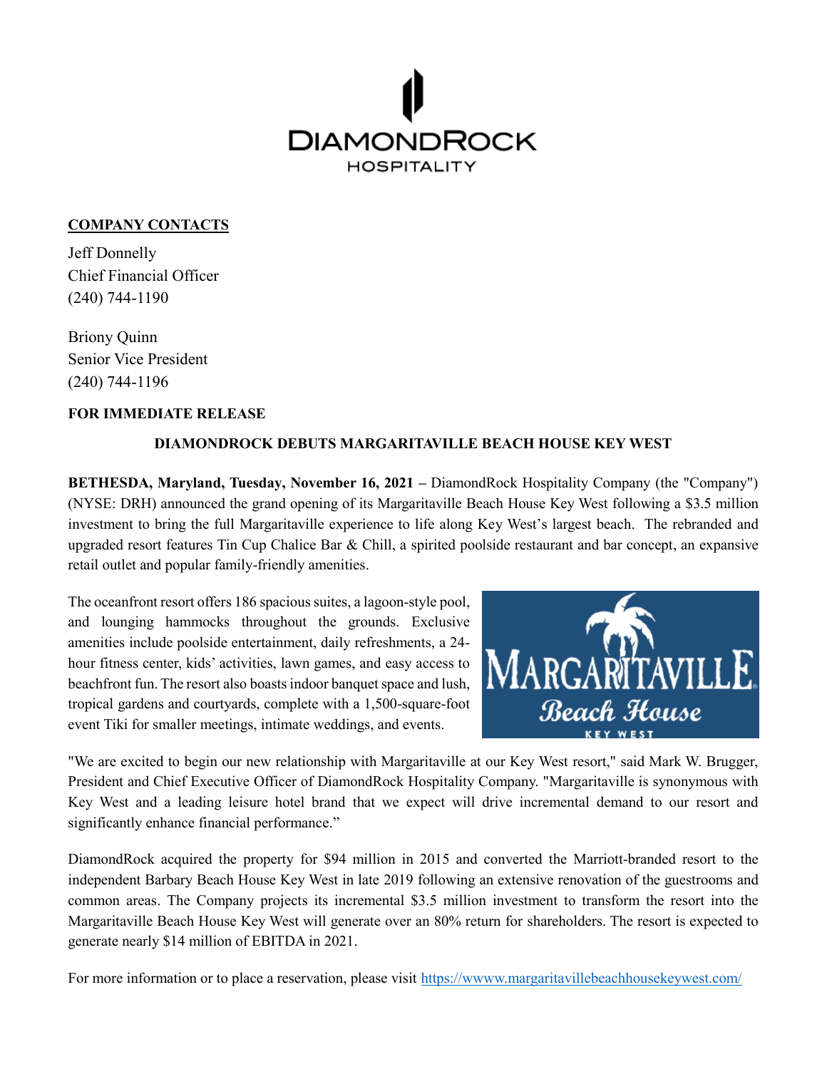**COMPANY CONTACTS**

Jeff Donnelly
Chief Financial Officer
(240) 744-1190

Briony Quinn
Senior Vice President
(240) 744-1196

**FOR IMMEDIATE RELEASE**

**DIAMONDROCK DEBUTS MARGARITAVILLE BEACH HOUSE KEY WEST**

**BETHESDA, Maryland, Tuesday, November 16, 2021 –** DiamondRock Hospitality Company (the "Company") (NYSE: DRH) announced the grand opening of its Margaritaville Beach House Key West following a $3.5 million investment to bring the full Margaritaville experience to life along Key West's largest beach. The rebranded and upgraded resort features Tin Cup Chalice Bar & Chill, a spirited poolside restaurant and bar concept, an expansive retail outlet and popular family-friendly amenities.

The oceanfront resort offers 186 spacious suites, a lagoon-style pool, and lounging hammocks throughout the grounds. Exclusive amenities include poolside entertainment, daily refreshments, a 24-hour fitness center, kids' activities, lawn games, and easy access to beachfront fun. The resort also boasts indoor banquet space and lush, tropical gardens and courtyards, complete with a 1,500-square-foot event Tiki for smaller meetings, intimate weddings, and events.

"We are excited to begin our new relationship with Margaritaville at our Key West resort," said Mark W. Brugger, President and Chief Executive Officer of DiamondRock Hospitality Company. "Margaritaville is synonymous with Key West and a leading leisure hotel brand that we expect will drive incremental demand to our resort and significantly enhance financial performance."

DiamondRock acquired the property for $94 million in 2015 and converted the Marriott-branded resort to the independent Barbary Beach House Key West in late 2019 following an extensive renovation of the guestrooms and common areas. The Company projects its incremental $3.5 million investment to transform the resort into the Margaritaville Beach House Key West will generate over an 80% return for shareholders. The resort is expected to generate nearly $14 million of EBITDA in 2021.

For more information or to place a reservation, please visit https://wwww.margaritavillebeachhousekeywest.com/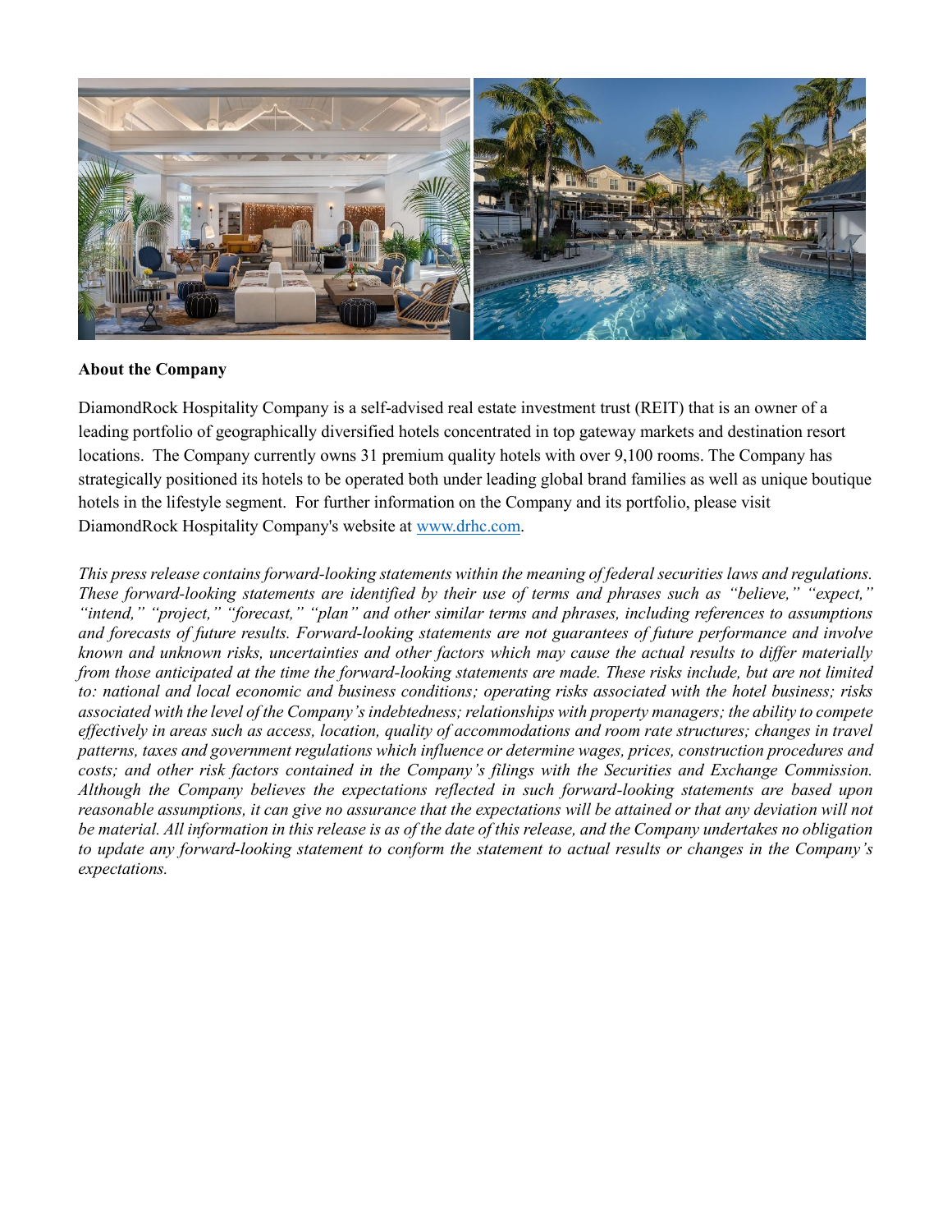**About the Company**

DiamondRock Hospitality Company is a self-advised real estate investment trust (REIT) that is an owner of a leading portfolio of geographically diversified hotels concentrated in top gateway markets and destination resort locations. The Company currently owns 31 premium quality hotels with over 9,100 rooms. The Company has strategically positioned its hotels to be operated both under leading global brand families as well as unique boutique hotels in the lifestyle segment. For further information on the Company and its portfolio, please visit DiamondRock Hospitality Company's website at [www.drhc.com](http://www.drhc.com).

*This press release contains forward-looking statements within the meaning of federal securities laws and regulations. These forward-looking statements are identified by their use of terms and phrases such as "believe," "expect," "intend," "project," "forecast," "plan" and other similar terms and phrases, including references to assumptions and forecasts of future results. Forward-looking statements are not guarantees of future performance and involve known and unknown risks, uncertainties and other factors which may cause the actual results to differ materially from those anticipated at the time the forward-looking statements are made. These risks include, but are not limited to: national and local economic and business conditions; operating risks associated with the hotel business; risks associated with the level of the Company's indebtedness; relationships with property managers; the ability to compete effectively in areas such as access, location, quality of accommodations and room rate structures; changes in travel patterns, taxes and government regulations which influence or determine wages, prices, construction procedures and costs; and other risk factors contained in the Company's filings with the Securities and Exchange Commission. Although the Company believes the expectations reflected in such forward-looking statements are based upon reasonable assumptions, it can give no assurance that the expectations will be attained or that any deviation will not be material. All information in this release is as of the date of this release, and the Company undertakes no obligation to update any forward-looking statement to conform the statement to actual results or changes in the Company's expectations.*